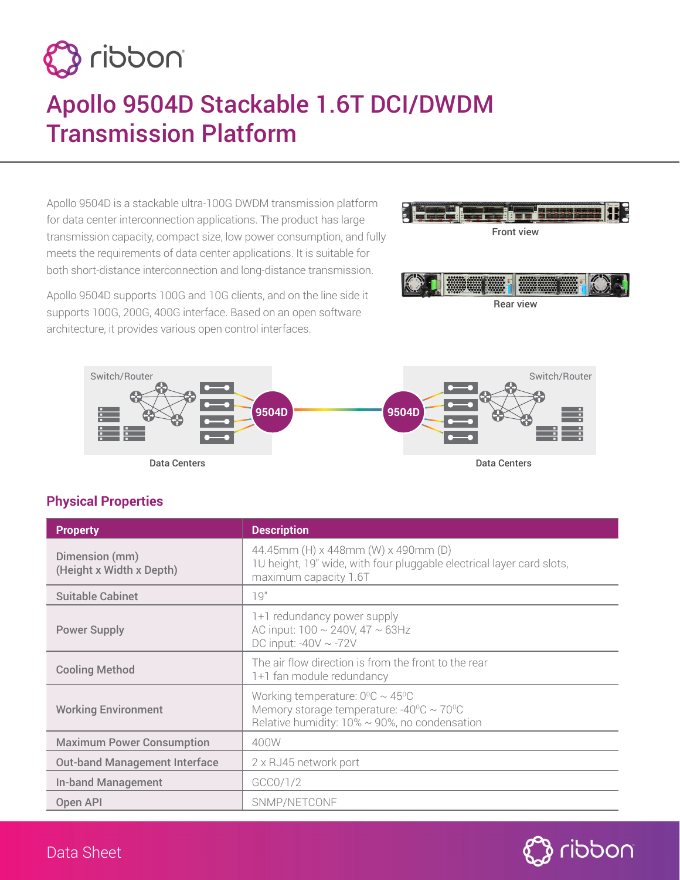# Apollo 9504D Stackable 1.6T DCI/DWDM Transmission Platform

Apollo 9504D is a stackable ultra-100G DWDM transmission platform for data center interconnection applications. The product has large transmission capacity, compact size, low power consumption, and fully meets the requirements of data center applications. It is suitable for both short-distance interconnection and long-distance transmission.

Apollo 9504D supports 100G and 10G clients, and on the line side it supports 100G, 200G, 400G interface. Based on an open software architecture, it provides various open control interfaces.

Front view

Rear view

Data Centers

Data Centers

## Physical Properties

| Property | Description |
|---|---|
| Dimension (mm) (Height x Width x Depth) | 44.45mm (H) x 448mm (W) x 490mm (D)<br>1U height, 19" wide, with four pluggable electrical layer card slots, maximum capacity 1.6T |
| Suitable Cabinet | 19" |
| Power Supply | 1+1 redundancy power supply<br>AC input: 100 ~ 240V, 47 ~ 63Hz<br>DC input: -40V ~ -72V |
| Cooling Method | The air flow direction is from the front to the rear<br>1+1 fan module redundancy |
| Working Environment | Working temperature: 0°C ~ 45°C<br>Memory storage temperature: -40°C ~ 70°C<br>Relative humidity: 10% ~ 90%, no condensation |
| Maximum Power Consumption | 400W |
| Out-band Management Interface | 2 x RJ45 network port |
| In-band Management | GCC0/1/2 |
| Open API | SNMP/NETCONF |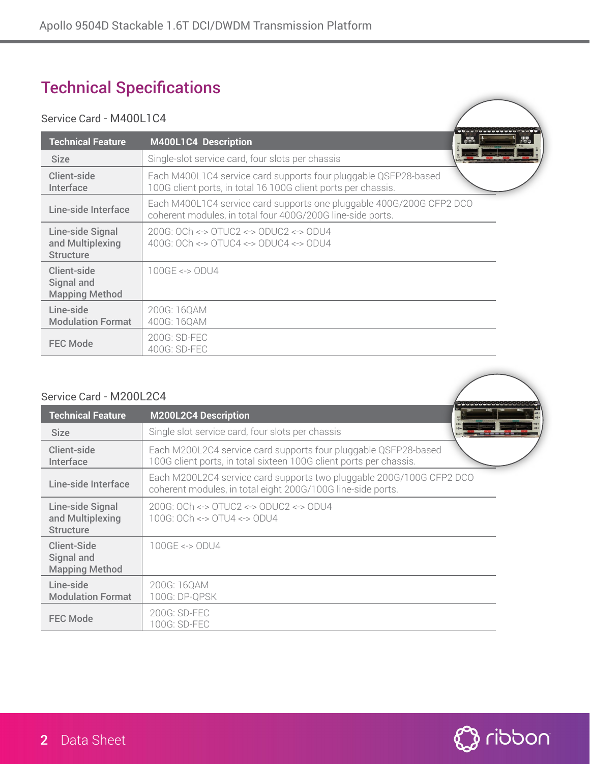# Technical Specifications

## Service Card - M400L1C4

| Technical Feature | M400L1C4 Description |
| --- | --- |
| Size | Single-slot service card, four slots per chassis |
| Client-side Interface | Each M400L1C4 service card supports four pluggable QSFP28-based 100G client ports, in total 16 100G client ports per chassis. |
| Line-side Interface | Each M400L1C4 service card supports one pluggable 400G/200G CFP2 DCO coherent modules, in total four 400G/200G line-side ports. |
| Line-side Signal and Multiplexing Structure | 200G: OCh <-> OTUC2 <-> ODUC2 <-> ODU4<br>400G: OCh <-> OTUC4 <-> ODUC4 <-> ODU4 |
| Client-side Signal and Mapping Method | 100GE <-> ODU4 |
| Line-side Modulation Format | 200G: 16QAM<br>400G: 16QAM |
| FEC Mode | 200G: SD-FEC<br>400G: SD-FEC |

## Service Card - M200L2C4

| Technical Feature | M200L2C4 Description |
| --- | --- |
| Size | Single slot service card, four slots per chassis |
| Client-side Interface | Each M200L2C4 service card supports four pluggable QSFP28-based 100G client ports, in total sixteen 100G client ports per chassis. |
| Line-side Interface | Each M200L2C4 service card supports two pluggable 200G/100G CFP2 DCO coherent modules, in total eight 200G/100G line-side ports. |
| Line-side Signal and Multiplexing Structure | 200G: OCh <-> OTUC2 <-> ODUC2 <-> ODU4<br>100G: OCh <-> OTU4 <-> ODU4 |
| Client-Side Signal and Mapping Method | 100GE <-> ODU4 |
| Line-side Modulation Format | 200G: 16QAM<br>100G: DP-QPSK |
| FEC Mode | 200G: SD-FEC<br>100G: SD-FEC |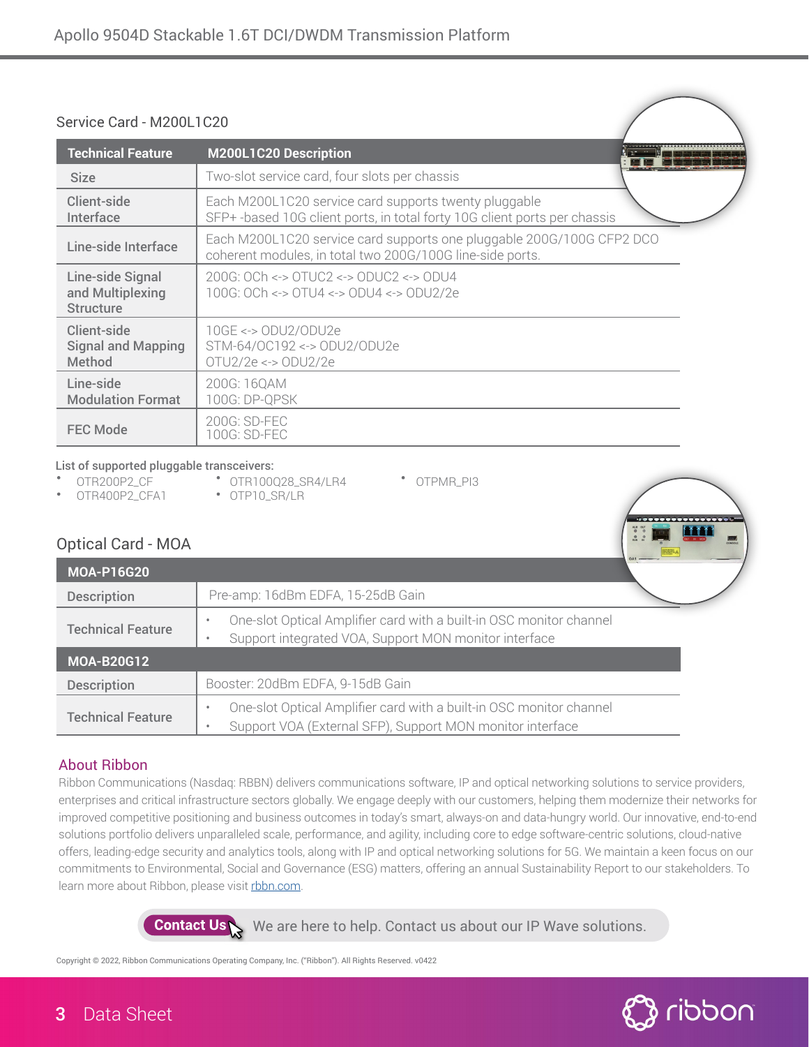## Service Card - M200L1C20

| Technical Feature | M200L1C20 Description |
| --- | --- |
| Size | Two-slot service card, four slots per chassis |
| Client-side Interface | Each M200L1C20 service card supports twenty pluggable SFP+ -based 10G client ports, in total forty 10G client ports per chassis |
| Line-side Interface | Each M200L1C20 service card supports one pluggable 200G/100G CFP2 DCO coherent modules, in total two 200G/100G line-side ports. |
| Line-side Signal and Multiplexing Structure | 200G: OCh <-> OTUC2 <-> ODUC2 <-> ODU4<br>100G: OCh <-> OTU4 <-> ODU4 <-> ODU2/2e |
| Client-side Signal and Mapping Method | 10GE <-> ODU2/ODU2e<br>STM-64/OC192 <-> ODU2/ODU2e<br>OTU2/2e <-> ODU2/2e |
| Line-side Modulation Format | 200G: 16QAM<br>100G: DP-QPSK |
| FEC Mode | 200G: SD-FEC<br>100G: SD-FEC |

**List of supported pluggable transceivers:**

- OTR200P2_CF
- OTR400P2_CFA1
- OTR100Q28_SR4/LR4
- OTP10_SR/LR
- OTPMR_PI3

## Optical Card - MOA

| MOA-P16G20 | |
| --- | --- |
| Description | Pre-amp: 16dBm EDFA, 15-25dB Gain |
| Technical Feature | • One-slot Optical Amplifier card with a built-in OSC monitor channel<br>• Support integrated VOA, Support MON monitor interface |
| **MOA-B20G12** | |
| Description | Booster: 20dBm EDFA, 9-15dB Gain |
| Technical Feature | • One-slot Optical Amplifier card with a built-in OSC monitor channel<br>• Support VOA (External SFP), Support MON monitor interface |

## About Ribbon

Ribbon Communications (Nasdaq: RBBN) delivers communications software, IP and optical networking solutions to service providers, enterprises and critical infrastructure sectors globally. We engage deeply with our customers, helping them modernize their networks for improved competitive positioning and business outcomes in today's smart, always-on and data-hungry world. Our innovative, end-to-end solutions portfolio delivers unparalleled scale, performance, and agility, including core to edge software-centric solutions, cloud-native offers, leading-edge security and analytics tools, along with IP and optical networking solutions for 5G. We maintain a keen focus on our commitments to Environmental, Social and Governance (ESG) matters, offering an annual Sustainability Report to our stakeholders. To learn more about Ribbon, please visit rbbn.com.

**Contact Us** We are here to help. Contact us about our IP Wave solutions.

Copyright © 2022, Ribbon Communications Operating Company, Inc. ("Ribbon"). All Rights Reserved. v0422